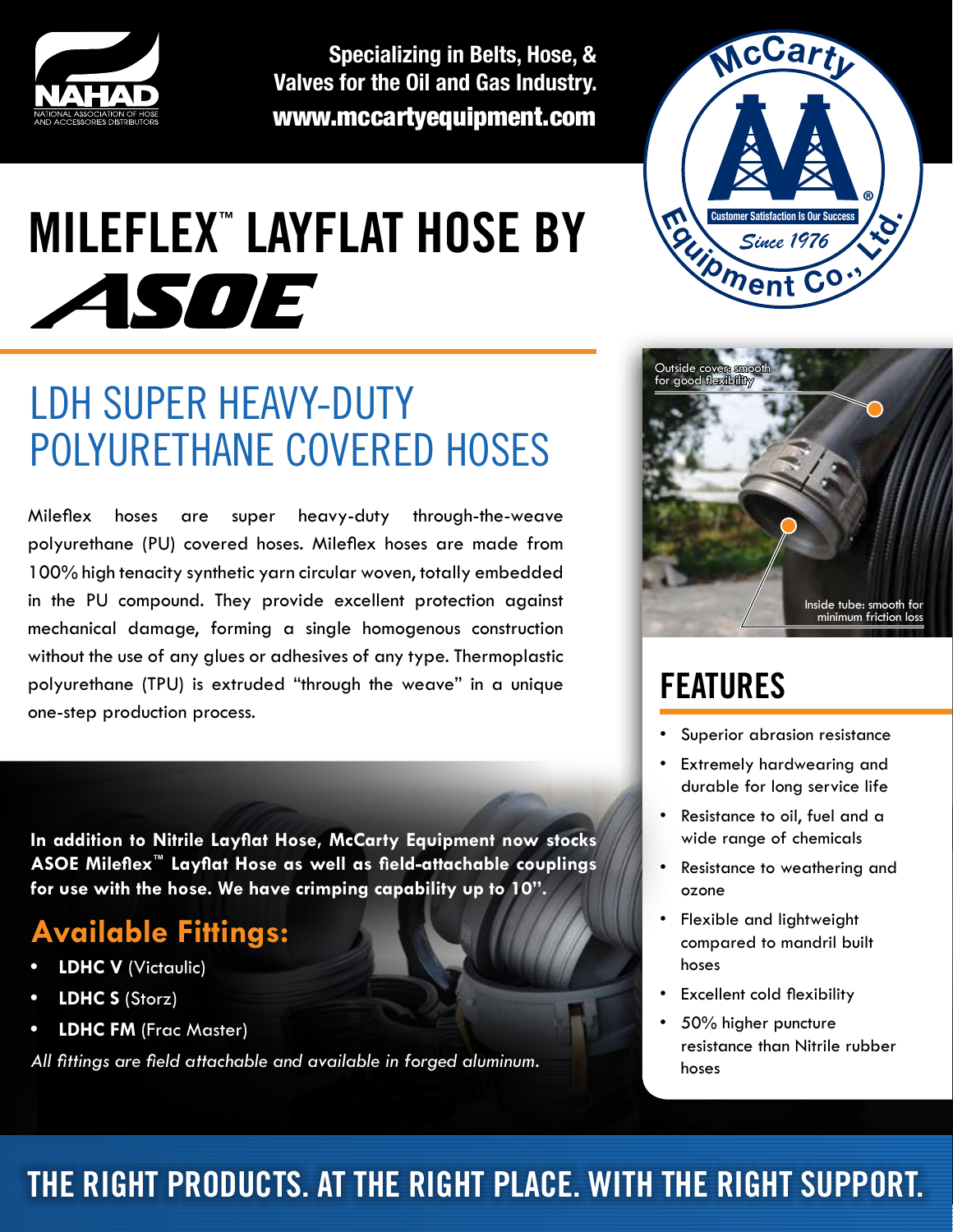Specializing in Belts, Hose, & Valves for the Oil and Gas Industry.
**www.mccartyequipment.com**

McCarty Equipment Co., Ltd. — Customer Satisfaction Is Our Success — Since 1976

# MILEFLEX™ LAYFLAT HOSE BY ASOE

## LDH SUPER HEAVY-DUTY POLYURETHANE COVERED HOSES

Mileflex hoses are super heavy-duty through-the-weave polyurethane (PU) covered hoses. Mileflex hoses are made from 100% high tenacity synthetic yarn circular woven, totally embedded in the PU compound. They provide excellent protection against mechanical damage, forming a single homogenous construction without the use of any glues or adhesives of any type. Thermoplastic polyurethane (TPU) is extruded "through the weave" in a unique one-step production process.

Outside cover: smooth for good flexibility

Inside tube: smooth for minimum friction loss

## FEATURES

- Superior abrasion resistance
- Extremely hardwearing and durable for long service life
- Resistance to oil, fuel and a wide range of chemicals
- Resistance to weathering and ozone
- Flexible and lightweight compared to mandril built hoses
- Excellent cold flexibility
- 50% higher puncture resistance than Nitrile rubber hoses

**In addition to Nitrile Layflat Hose, McCarty Equipment now stocks ASOE Mileflex™ Layflat Hose as well as field-attachable couplings for use with the hose. We have crimping capability up to 10".**

## Available Fittings:

- **LDHC V** (Victaulic)
- **LDHC S** (Storz)
- **LDHC FM** (Frac Master)

*All fittings are field attachable and available in forged aluminum.*

**THE RIGHT PRODUCTS. AT THE RIGHT PLACE. WITH THE RIGHT SUPPORT.**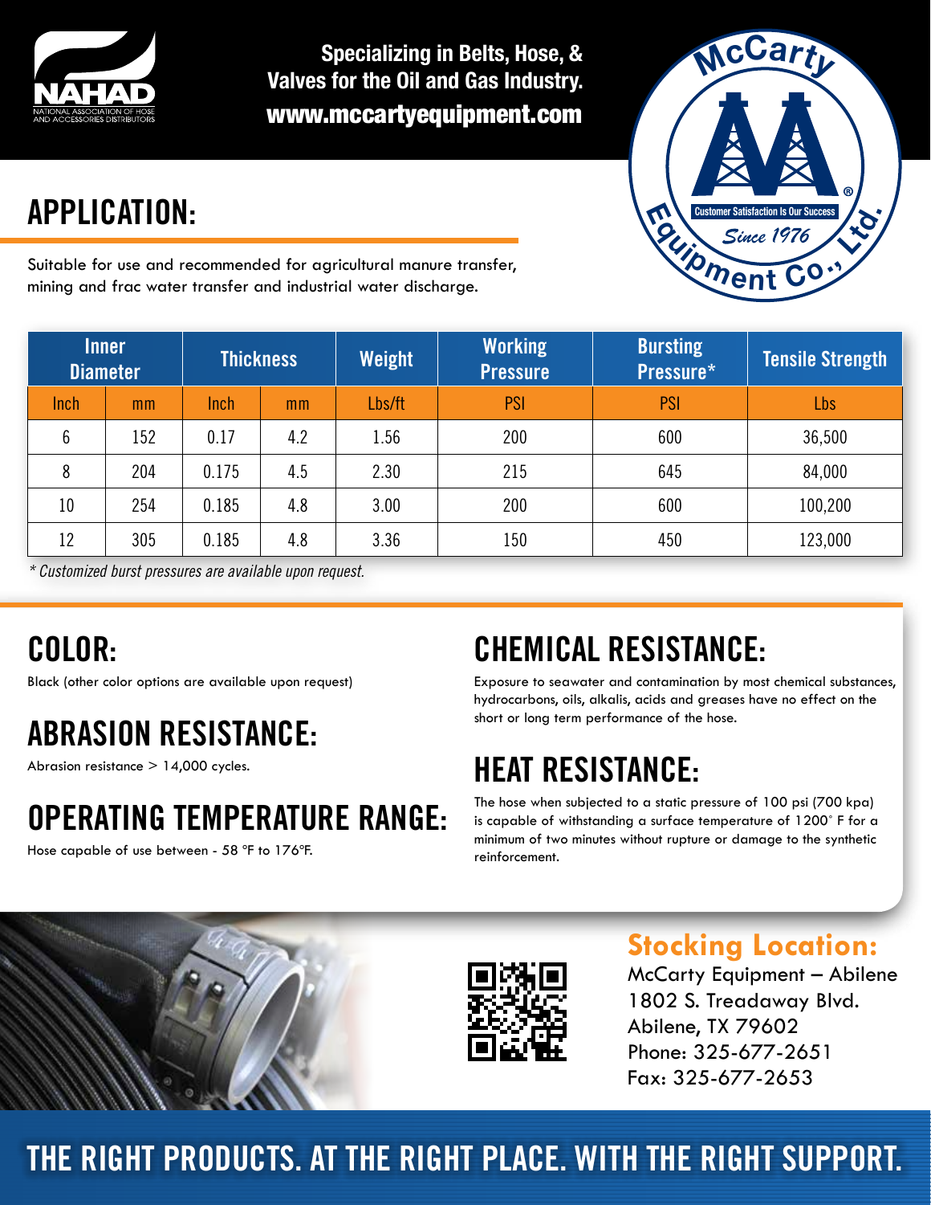Specializing in Belts, Hose, & Valves for the Oil and Gas Industry.
**www.mccartyequipment.com**

## APPLICATION:

Suitable for use and recommended for agricultural manure transfer, mining and frac water transfer and industrial water discharge.

| Inner Diameter | | Thickness | | Weight | Working Pressure | Bursting Pressure* | Tensile Strength |
|---|---|---|---|---|---|---|---|
| Inch | mm | Inch | mm | Lbs/ft | PSI | PSI | Lbs |
| 6 | 152 | 0.17 | 4.2 | 1.56 | 200 | 600 | 36,500 |
| 8 | 204 | 0.175 | 4.5 | 2.30 | 215 | 645 | 84,000 |
| 10 | 254 | 0.185 | 4.8 | 3.00 | 200 | 600 | 100,200 |
| 12 | 305 | 0.185 | 4.8 | 3.36 | 150 | 450 | 123,000 |

*\* Customized burst pressures are available upon request.*

## COLOR:

Black (other color options are available upon request)

## ABRASION RESISTANCE:

Abrasion resistance > 14,000 cycles.

## OPERATING TEMPERATURE RANGE:

Hose capable of use between - 58 °F to 176°F.

## CHEMICAL RESISTANCE:

Exposure to seawater and contamination by most chemical substances, hydrocarbons, oils, alkalis, acids and greases have no effect on the short or long term performance of the hose.

## HEAT RESISTANCE:

The hose when subjected to a static pressure of 100 psi (700 kpa) is capable of withstanding a surface temperature of 1200° F for a minimum of two minutes without rupture or damage to the synthetic reinforcement.

## Stocking Location:

McCarty Equipment – Abilene
1802 S. Treadaway Blvd.
Abilene, TX 79602
Phone: 325-677-2651
Fax: 325-677-2653

**THE RIGHT PRODUCTS. AT THE RIGHT PLACE. WITH THE RIGHT SUPPORT.**